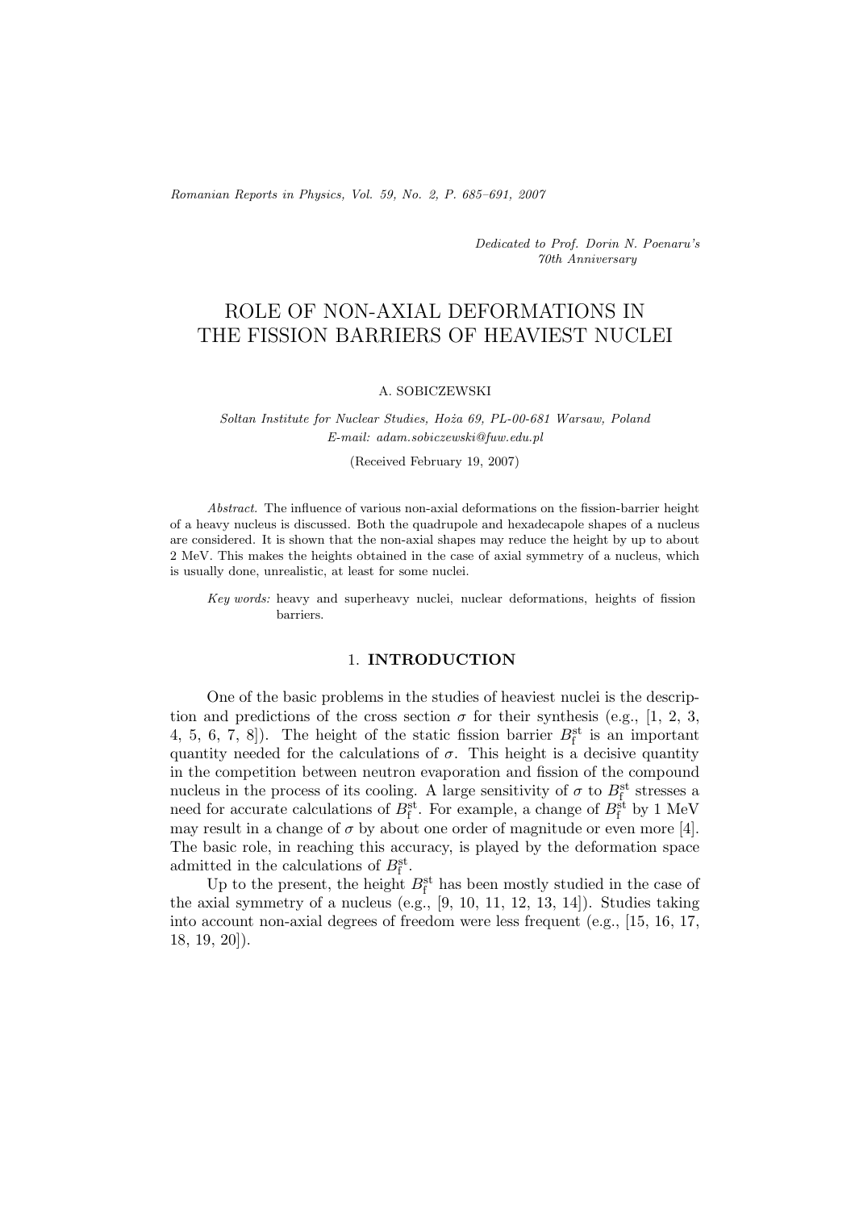*Dedicated to Prof. Dorin N. Poenaru's 70th Anniversary*

# ROLE OF NON-AXIAL DEFORMATIONS IN THE FISSION BARRIERS OF HEAVIEST NUCLEI

A. SOBICZEWSKI

*Soltan Institute for Nuclear Studies, Hoża 69, PL-00-681 Warsaw, Poland*
*E-mail: adam.sobiczewski@fuw.edu.pl*

(Received February 19, 2007)

*Abstract.* The influence of various non-axial deformations on the fission-barrier height of a heavy nucleus is discussed. Both the quadrupole and hexadecapole shapes of a nucleus are considered. It is shown that the non-axial shapes may reduce the height by up to about 2 MeV. This makes the heights obtained in the case of axial symmetry of a nucleus, which is usually done, unrealistic, at least for some nuclei.

*Key words:* heavy and superheavy nuclei, nuclear deformations, heights of fission barriers.

## 1. INTRODUCTION

One of the basic problems in the studies of heaviest nuclei is the description and predictions of the cross section $\sigma$ for their synthesis (e.g., [1, 2, 3, 4, 5, 6, 7, 8]). The height of the static fission barrier $B_{\mathrm{f}}^{\mathrm{st}}$ is an important quantity needed for the calculations of $\sigma$. This height is a decisive quantity in the competition between neutron evaporation and fission of the compound nucleus in the process of its cooling. A large sensitivity of $\sigma$ to $B_{\mathrm{f}}^{\mathrm{st}}$ stresses a need for accurate calculations of $B_{\mathrm{f}}^{\mathrm{st}}$. For example, a change of $B_{\mathrm{f}}^{\mathrm{st}}$ by 1 MeV may result in a change of $\sigma$ by about one order of magnitude or even more [4]. The basic role, in reaching this accuracy, is played by the deformation space admitted in the calculations of $B_{\mathrm{f}}^{\mathrm{st}}$.

Up to the present, the height $B_{\mathrm{f}}^{\mathrm{st}}$ has been mostly studied in the case of the axial symmetry of a nucleus (e.g., [9, 10, 11, 12, 13, 14]). Studies taking into account non-axial degrees of freedom were less frequent (e.g., [15, 16, 17, 18, 19, 20]).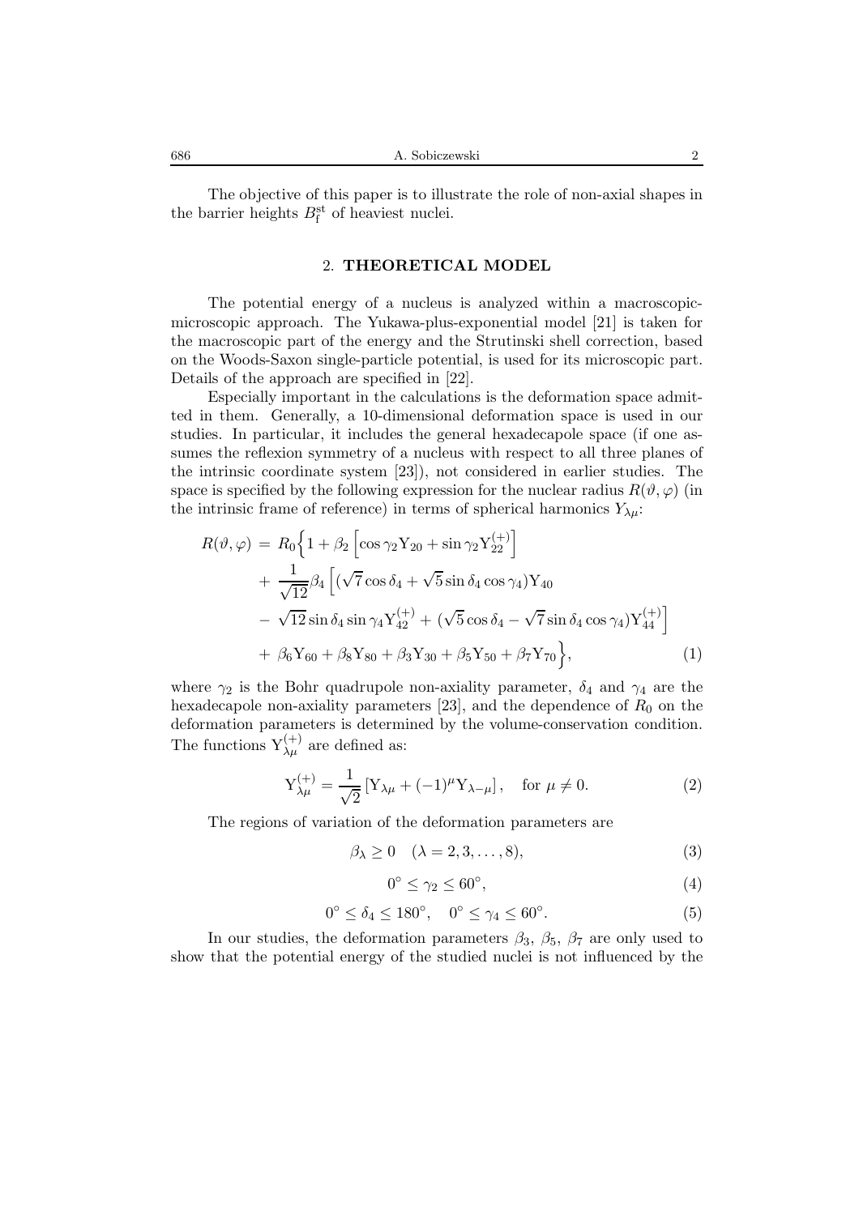The objective of this paper is to illustrate the role of non-axial shapes in the barrier heights $B_{\rm f}^{\rm st}$ of heaviest nuclei.

## 2. THEORETICAL MODEL

The potential energy of a nucleus is analyzed within a macroscopic-microscopic approach. The Yukawa-plus-exponential model [21] is taken for the macroscopic part of the energy and the Strutinski shell correction, based on the Woods-Saxon single-particle potential, is used for its microscopic part. Details of the approach are specified in [22].

Especially important in the calculations is the deformation space admitted in them. Generally, a 10-dimensional deformation space is used in our studies. In particular, it includes the general hexadecapole space (if one assumes the reflexion symmetry of a nucleus with respect to all three planes of the intrinsic coordinate system [23]), not considered in earlier studies. The space is specified by the following expression for the nuclear radius $R(\vartheta, \varphi)$ (in the intrinsic frame of reference) in terms of spherical harmonics $Y_{\lambda\mu}$:

$$
\begin{aligned}
R(\vartheta, \varphi) \, = \, & R_0 \Big\{ 1 + \beta_2 \left[ \cos\gamma_2 \mathrm{Y}_{20} + \sin\gamma_2 \mathrm{Y}_{22}^{(+)} \right] \\
& + \frac{1}{\sqrt{12}} \beta_4 \Big[ (\sqrt{7}\cos\delta_4 + \sqrt{5}\sin\delta_4\cos\gamma_4) \mathrm{Y}_{40} \\
& - \sqrt{12}\sin\delta_4\sin\gamma_4 \mathrm{Y}_{42}^{(+)} + (\sqrt{5}\cos\delta_4 - \sqrt{7}\sin\delta_4\cos\gamma_4) \mathrm{Y}_{44}^{(+)} \Big] \\
& + \beta_6 \mathrm{Y}_{60} + \beta_8 \mathrm{Y}_{80} + \beta_3 \mathrm{Y}_{30} + \beta_5 \mathrm{Y}_{50} + \beta_7 \mathrm{Y}_{70} \Big\}, \qquad (1)
\end{aligned}
$$

where $\gamma_2$ is the Bohr quadrupole non-axiality parameter, $\delta_4$ and $\gamma_4$ are the hexadecapole non-axiality parameters [23], and the dependence of $R_0$ on the deformation parameters is determined by the volume-conservation condition. The functions $\mathrm{Y}_{\lambda\mu}^{(+)}$ are defined as:

$$
\mathrm{Y}_{\lambda\mu}^{(+)} = \frac{1}{\sqrt{2}} \left[ \mathrm{Y}_{\lambda\mu} + (-1)^{\mu} \mathrm{Y}_{\lambda-\mu} \right], \quad \text{for } \mu \neq 0. \qquad (2)
$$

The regions of variation of the deformation parameters are

$$
\beta_\lambda \geq 0 \quad (\lambda = 2, 3, \ldots, 8), \qquad (3)
$$

$$
0^\circ \leq \gamma_2 \leq 60^\circ, \qquad (4)
$$

$$
0^\circ \leq \delta_4 \leq 180^\circ, \quad 0^\circ \leq \gamma_4 \leq 60^\circ. \qquad (5)
$$

In our studies, the deformation parameters $\beta_3$, $\beta_5$, $\beta_7$ are only used to show that the potential energy of the studied nuclei is not influenced by the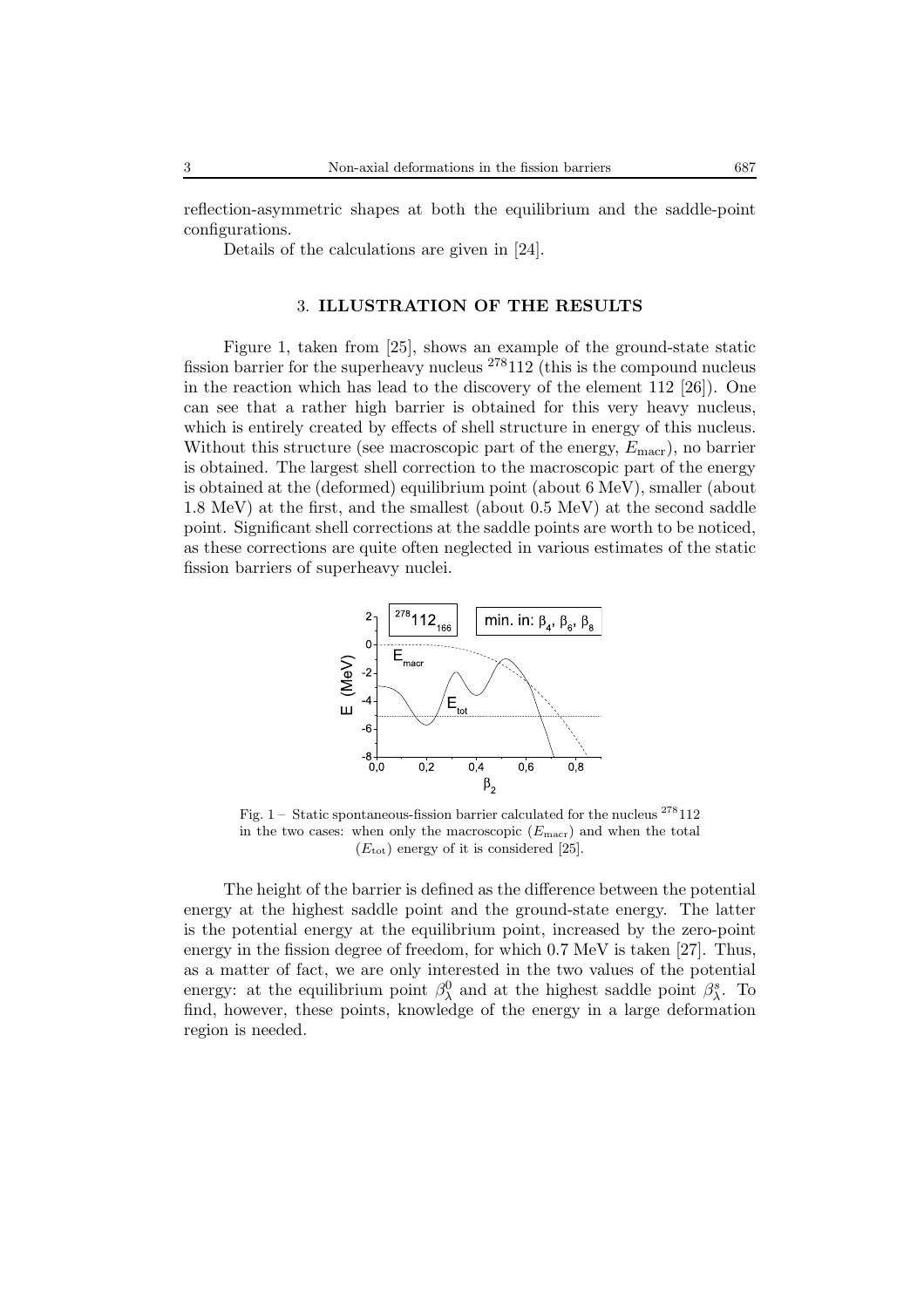reflection-asymmetric shapes at both the equilibrium and the saddle-point configurations.

Details of the calculations are given in [24].

## 3. ILLUSTRATION OF THE RESULTS

Figure 1, taken from [25], shows an example of the ground-state static fission barrier for the superheavy nucleus $^{278}112$ (this is the compound nucleus in the reaction which has lead to the discovery of the element 112 [26]). One can see that a rather high barrier is obtained for this very heavy nucleus, which is entirely created by effects of shell structure in energy of this nucleus. Without this structure (see macroscopic part of the energy, $E_{\mathrm{macr}}$), no barrier is obtained. The largest shell correction to the macroscopic part of the energy is obtained at the (deformed) equilibrium point (about 6 MeV), smaller (about 1.8 MeV) at the first, and the smallest (about 0.5 MeV) at the second saddle point. Significant shell corrections at the saddle points are worth to be noticed, as these corrections are quite often neglected in various estimates of the static fission barriers of superheavy nuclei.

$^{278}112_{166}$

min. in: $\beta_4$, $\beta_6$, $\beta_8$

E (MeV)

2
0
-2
-4
-6
-8

$E_{\mathrm{macr}}$

$E_{\mathrm{tot}}$

0,0
0,2
0,4
0,6
0,8

$\beta_2$

Fig. 1 – Static spontaneous-fission barrier calculated for the nucleus $^{278}112$ in the two cases: when only the macroscopic ($E_{\mathrm{macr}}$) and when the total ($E_{\mathrm{tot}}$) energy of it is considered [25].

The height of the barrier is defined as the difference between the potential energy at the highest saddle point and the ground-state energy. The latter is the potential energy at the equilibrium point, increased by the zero-point energy in the fission degree of freedom, for which 0.7 MeV is taken [27]. Thus, as a matter of fact, we are only interested in the two values of the potential energy: at the equilibrium point $\beta_\lambda^0$ and at the highest saddle point $\beta_\lambda^s$. To find, however, these points, knowledge of the energy in a large deformation region is needed.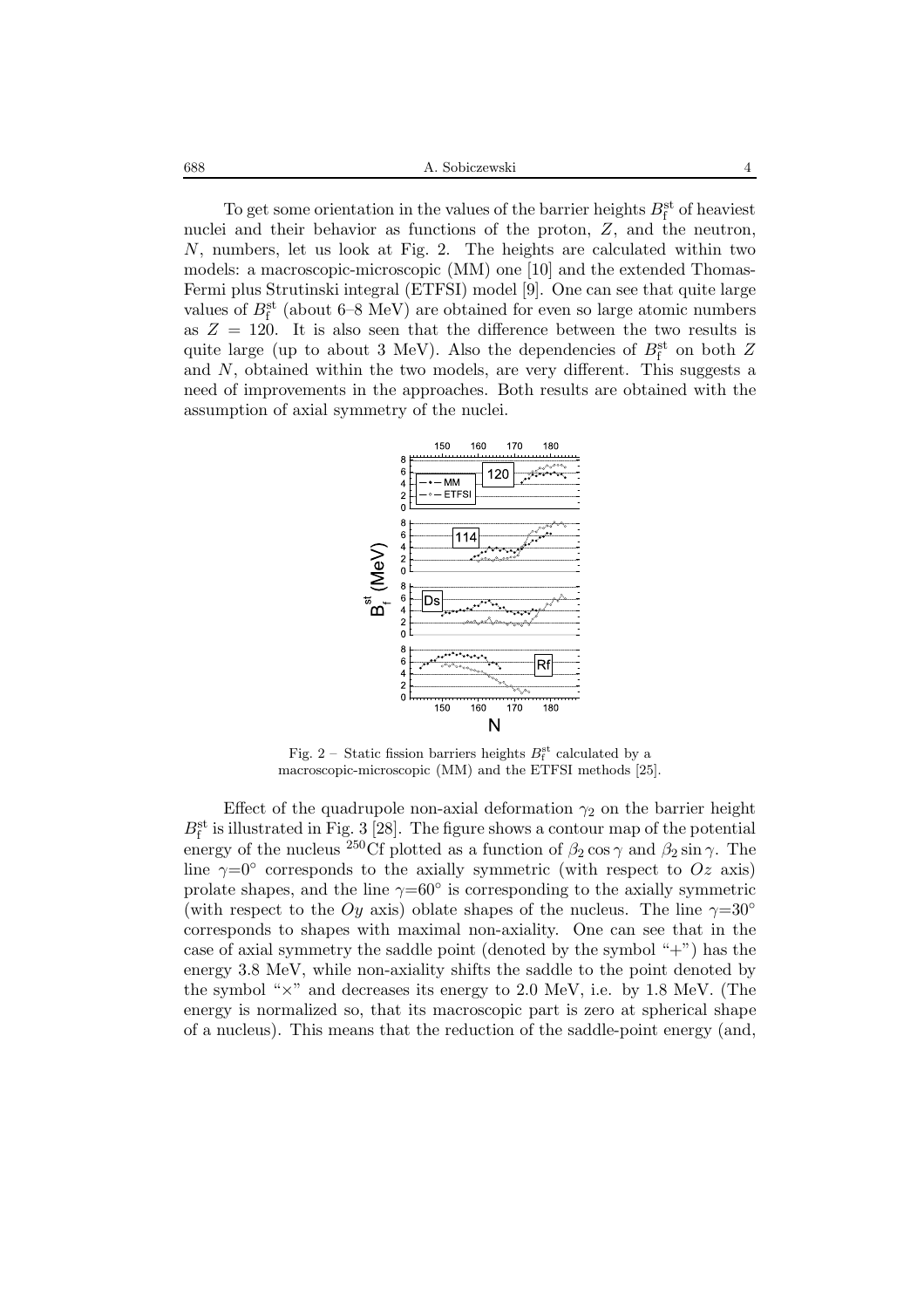To get some orientation in the values of the barrier heights $B_f^{st}$ of heaviest nuclei and their behavior as functions of the proton, $Z$, and the neutron, $N$, numbers, let us look at Fig. 2. The heights are calculated within two models: a macroscopic-microscopic (MM) one [10] and the extended Thomas-Fermi plus Strutinski integral (ETFSI) model [9]. One can see that quite large values of $B_f^{st}$ (about 6–8 MeV) are obtained for even so large atomic numbers as $Z = 120$. It is also seen that the difference between the two results is quite large (up to about 3 MeV). Also the dependencies of $B_f^{st}$ on both $Z$ and $N$, obtained within the two models, are very different. This suggests a need of improvements in the approaches. Both results are obtained with the assumption of axial symmetry of the nuclei.

150 160 170 180

MM

ETFSI

120

114

Ds

Rf

$B_f^{st}$ (MeV)

N

Fig. 2 – Static fission barriers heights $B_f^{st}$ calculated by a macroscopic-microscopic (MM) and the ETFSI methods [25].

Effect of the quadrupole non-axial deformation $\gamma_2$ on the barrier height $B_f^{st}$ is illustrated in Fig. 3 [28]. The figure shows a contour map of the potential energy of the nucleus $^{250}$Cf plotted as a function of $\beta_2 \cos\gamma$ and $\beta_2 \sin\gamma$. The line $\gamma$=0° corresponds to the axially symmetric (with respect to $Oz$ axis) prolate shapes, and the line $\gamma$=60° is corresponding to the axially symmetric (with respect to the $Oy$ axis) oblate shapes of the nucleus. The line $\gamma$=30° corresponds to shapes with maximal non-axiality. One can see that in the case of axial symmetry the saddle point (denoted by the symbol "+") has the energy 3.8 MeV, while non-axiality shifts the saddle to the point denoted by the symbol "×" and decreases its energy to 2.0 MeV, i.e. by 1.8 MeV. (The energy is normalized so, that its macroscopic part is zero at spherical shape of a nucleus). This means that the reduction of the saddle-point energy (and,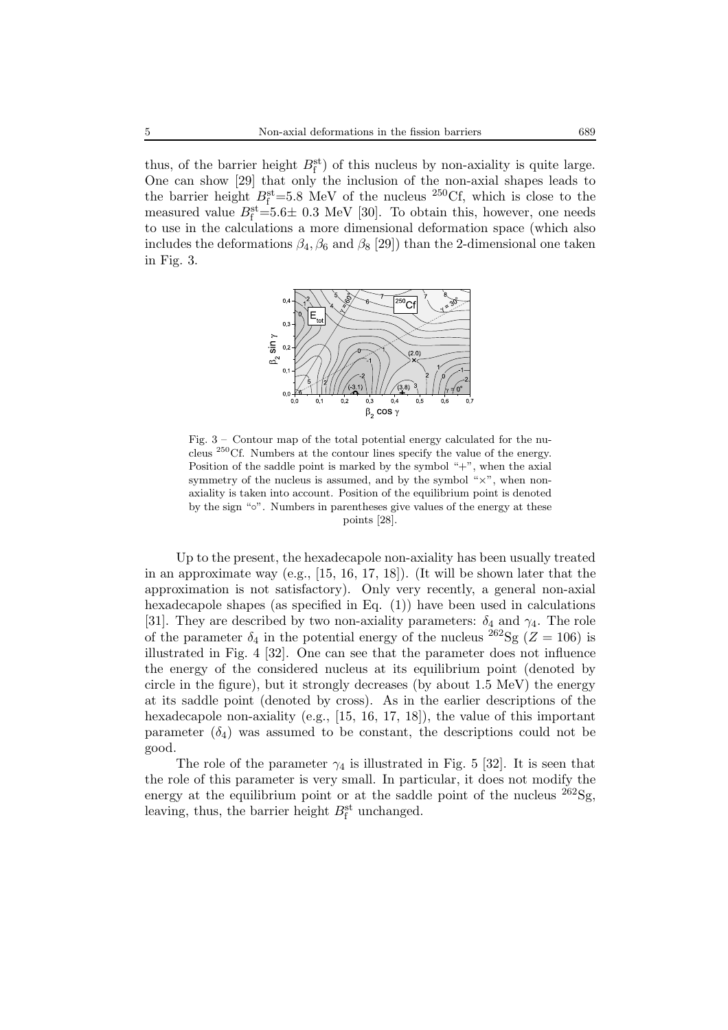thus, of the barrier height $B_f^{st}$) of this nucleus by non-axiality is quite large. One can show [29] that only the inclusion of the non-axial shapes leads to the barrier height $B_f^{st}$=5.8 MeV of the nucleus $^{250}$Cf, which is close to the measured value $B_f^{st}$=5.6± 0.3 MeV [30]. To obtain this, however, one needs to use in the calculations a more dimensional deformation space (which also includes the deformations $\beta_4, \beta_6$ and $\beta_8$ [29]) than the 2-dimensional one taken in Fig. 3.

$E_{tot}$

$^{250}$Cf

$\gamma = 60°$

$\gamma = 30°$

$\gamma = 0°$

(2.0)

(-3.1)

(3.8)

$\beta_2 \sin \gamma$

$\beta_2 \cos \gamma$

Fig. 3 – Contour map of the total potential energy calculated for the nucleus $^{250}$Cf. Numbers at the contour lines specify the value of the energy. Position of the saddle point is marked by the symbol "+", when the axial symmetry of the nucleus is assumed, and by the symbol "×", when non-axiality is taken into account. Position of the equilibrium point is denoted by the sign "∘". Numbers in parentheses give values of the energy at these points [28].

Up to the present, the hexadecapole non-axiality has been usually treated in an approximate way (e.g., [15, 16, 17, 18]). (It will be shown later that the approximation is not satisfactory). Only very recently, a general non-axial hexadecapole shapes (as specified in Eq. (1)) have been used in calculations [31]. They are described by two non-axiality parameters: $\delta_4$ and $\gamma_4$. The role of the parameter $\delta_4$ in the potential energy of the nucleus $^{262}$Sg ($Z = 106$) is illustrated in Fig. 4 [32]. One can see that the parameter does not influence the energy of the considered nucleus at its equilibrium point (denoted by circle in the figure), but it strongly decreases (by about 1.5 MeV) the energy at its saddle point (denoted by cross). As in the earlier descriptions of the hexadecapole non-axiality (e.g., [15, 16, 17, 18]), the value of this important parameter ($\delta_4$) was assumed to be constant, the descriptions could not be good.

The role of the parameter $\gamma_4$ is illustrated in Fig. 5 [32]. It is seen that the role of this parameter is very small. In particular, it does not modify the energy at the equilibrium point or at the saddle point of the nucleus $^{262}$Sg, leaving, thus, the barrier height $B_f^{st}$ unchanged.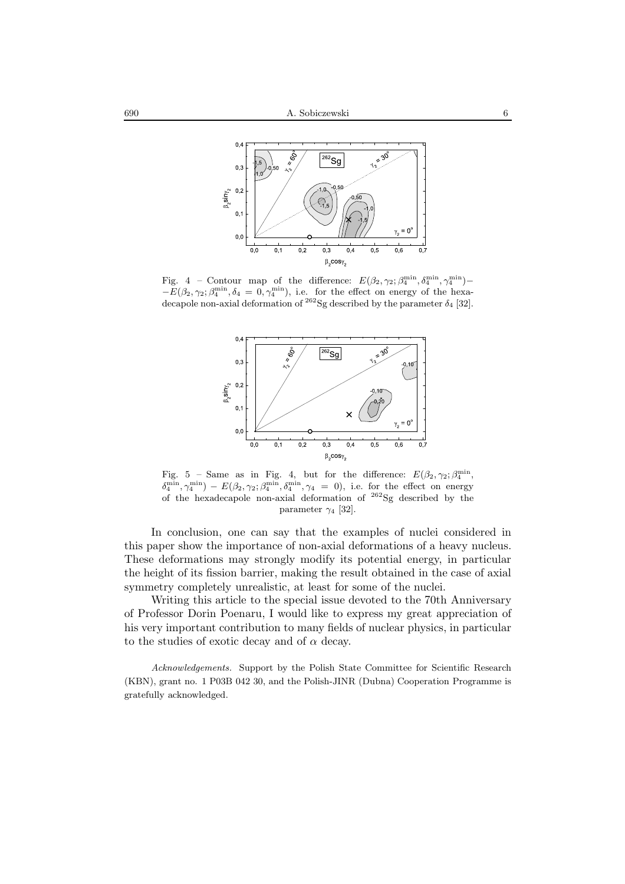0,4
0,3
0,2
0,1
0,0
0,0 0,1 0,2 0,3 0,4 0,5 0,6 0,7
$\beta_2\sin\gamma_2$
$\beta_2\cos\gamma_2$
$^{262}$Sg
$\gamma_2 = 60^\circ$
$\gamma_2 = 30^\circ$
$\gamma_2 = 0^\circ$
-1,5
-0,50
-1,0
-1,0
-0,50
-1,5
-0,50
-1,0
-1,5

Fig. 4 – Contour map of the difference: $E(\beta_2, \gamma_2; \beta_4^{\min}, \delta_4^{\min}, \gamma_4^{\min}) - E(\beta_2, \gamma_2; \beta_4^{\min}, \delta_4 = 0, \gamma_4^{\min})$, i.e. for the effect on energy of the hexadecapole non-axial deformation of $^{262}$Sg described by the parameter $\delta_4$ [32].

0,4
0,3
0,2
0,1
0,0
0,0 0,1 0,2 0,3 0,4 0,5 0,6 0,7
$\beta_2\sin\gamma_2$
$\beta_2\cos\gamma_2$
$^{262}$Sg
$\gamma_2 = 60^\circ$
$\gamma_2 = 30^\circ$
$\gamma_2 = 0^\circ$
-0,10
-0,10
-0,20

Fig. 5 – Same as in Fig. 4, but for the difference: $E(\beta_2, \gamma_2; \beta_4^{\min}, \delta_4^{\min}, \gamma_4^{\min}) - E(\beta_2, \gamma_2; \beta_4^{\min}, \delta_4^{\min}, \gamma_4 = 0)$, i.e. for the effect on energy of the hexadecapole non-axial deformation of $^{262}$Sg described by the parameter $\gamma_4$ [32].

In conclusion, one can say that the examples of nuclei considered in this paper show the importance of non-axial deformations of a heavy nucleus. These deformations may strongly modify its potential energy, in particular the height of its fission barrier, making the result obtained in the case of axial symmetry completely unrealistic, at least for some of the nuclei.

Writing this article to the special issue devoted to the 70th Anniversary of Professor Dorin Poenaru, I would like to express my great appreciation of his very important contribution to many fields of nuclear physics, in particular to the studies of exotic decay and of $\alpha$ decay.

*Acknowledgements.* Support by the Polish State Committee for Scientific Research (KBN), grant no. 1 P03B 042 30, and the Polish-JINR (Dubna) Cooperation Programme is gratefully acknowledged.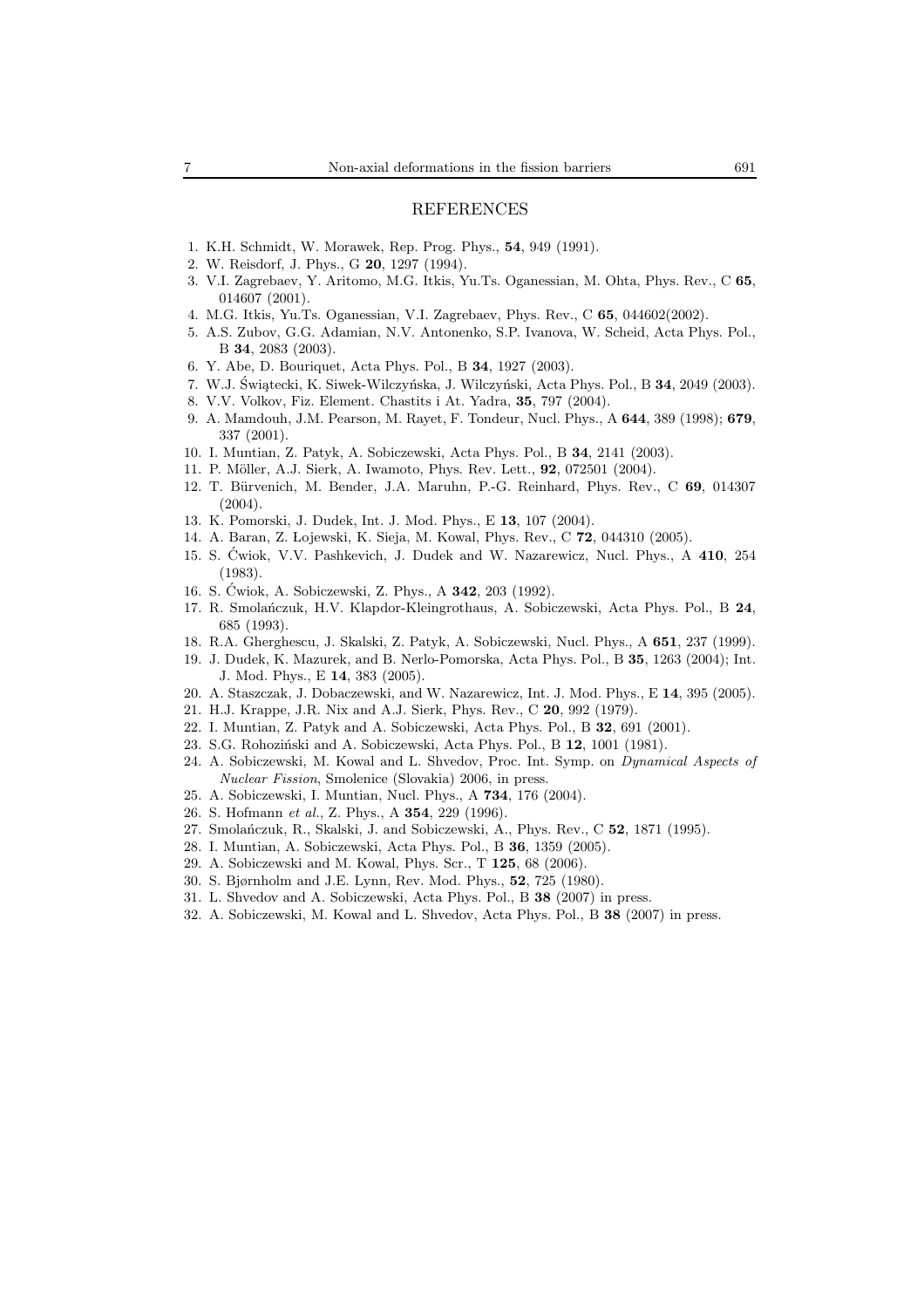## REFERENCES

1. K.H. Schmidt, W. Morawek, Rep. Prog. Phys., **54**, 949 (1991).
2. W. Reisdorf, J. Phys., G **20**, 1297 (1994).
3. V.I. Zagrebaev, Y. Aritomo, M.G. Itkis, Yu.Ts. Oganessian, M. Ohta, Phys. Rev., C **65**, 014607 (2001).
4. M.G. Itkis, Yu.Ts. Oganessian, V.I. Zagrebaev, Phys. Rev., C **65**, 044602(2002).
5. A.S. Zubov, G.G. Adamian, N.V. Antonenko, S.P. Ivanova, W. Scheid, Acta Phys. Pol., B **34**, 2083 (2003).
6. Y. Abe, D. Bouriquet, Acta Phys. Pol., B **34**, 1927 (2003).
7. W.J. Świątecki, K. Siwek-Wilczyńska, J. Wilczyński, Acta Phys. Pol., B **34**, 2049 (2003).
8. V.V. Volkov, Fiz. Element. Chastits i At. Yadra, **35**, 797 (2004).
9. A. Mamdouh, J.M. Pearson, M. Rayet, F. Tondeur, Nucl. Phys., A **644**, 389 (1998); **679**, 337 (2001).
10. I. Muntian, Z. Patyk, A. Sobiczewski, Acta Phys. Pol., B **34**, 2141 (2003).
11. P. Möller, A.J. Sierk, A. Iwamoto, Phys. Rev. Lett., **92**, 072501 (2004).
12. T. Bürvenich, M. Bender, J.A. Maruhn, P.-G. Reinhard, Phys. Rev., C **69**, 014307 (2004).
13. K. Pomorski, J. Dudek, Int. J. Mod. Phys., E **13**, 107 (2004).
14. A. Baran, Z. Łojewski, K. Sieja, M. Kowal, Phys. Rev., C **72**, 044310 (2005).
15. S. Ćwiok, V.V. Pashkevich, J. Dudek and W. Nazarewicz, Nucl. Phys., A **410**, 254 (1983).
16. S. Ćwiok, A. Sobiczewski, Z. Phys., A **342**, 203 (1992).
17. R. Smolańczuk, H.V. Klapdor-Kleingrothaus, A. Sobiczewski, Acta Phys. Pol., B **24**, 685 (1993).
18. R.A. Gherghescu, J. Skalski, Z. Patyk, A. Sobiczewski, Nucl. Phys., A **651**, 237 (1999).
19. J. Dudek, K. Mazurek, and B. Nerlo-Pomorska, Acta Phys. Pol., B **35**, 1263 (2004); Int. J. Mod. Phys., E **14**, 383 (2005).
20. A. Staszczak, J. Dobaczewski, and W. Nazarewicz, Int. J. Mod. Phys., E **14**, 395 (2005).
21. H.J. Krappe, J.R. Nix and A.J. Sierk, Phys. Rev., C **20**, 992 (1979).
22. I. Muntian, Z. Patyk and A. Sobiczewski, Acta Phys. Pol., B **32**, 691 (2001).
23. S.G. Rohoziński and A. Sobiczewski, Acta Phys. Pol., B **12**, 1001 (1981).
24. A. Sobiczewski, M. Kowal and L. Shvedov, Proc. Int. Symp. on *Dynamical Aspects of Nuclear Fission*, Smolenice (Slovakia) 2006, in press.
25. A. Sobiczewski, I. Muntian, Nucl. Phys., A **734**, 176 (2004).
26. S. Hofmann *et al.*, Z. Phys., A **354**, 229 (1996).
27. Smolańczuk, R., Skalski, J. and Sobiczewski, A., Phys. Rev., C **52**, 1871 (1995).
28. I. Muntian, A. Sobiczewski, Acta Phys. Pol., B **36**, 1359 (2005).
29. A. Sobiczewski and M. Kowal, Phys. Scr., T **125**, 68 (2006).
30. S. Bjørnholm and J.E. Lynn, Rev. Mod. Phys., **52**, 725 (1980).
31. L. Shvedov and A. Sobiczewski, Acta Phys. Pol., B **38** (2007) in press.
32. A. Sobiczewski, M. Kowal and L. Shvedov, Acta Phys. Pol., B **38** (2007) in press.